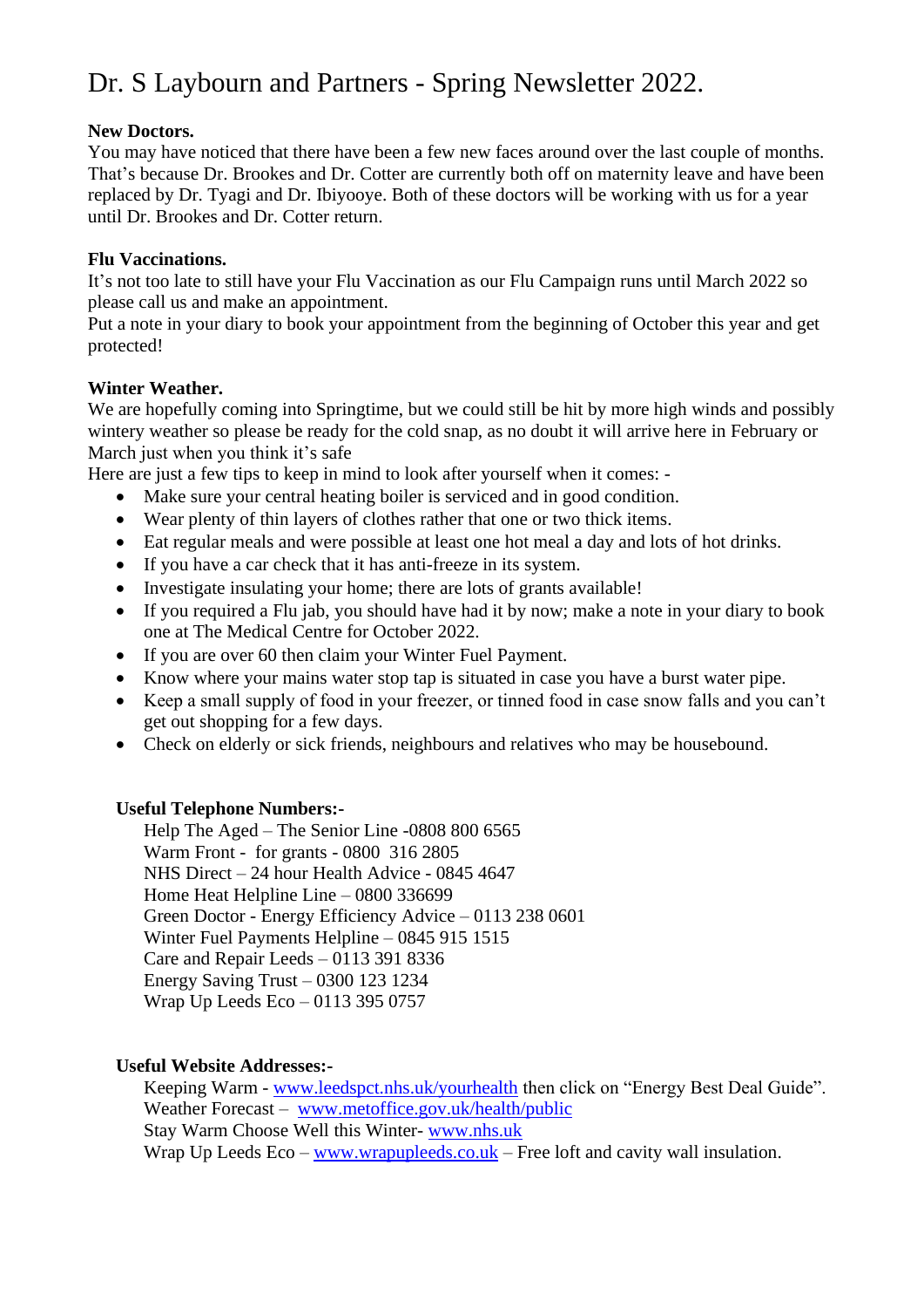# Dr. S Laybourn and Partners - Spring Newsletter 2022.

**New Doctors.**

You may have noticed that there have been a few new faces around over the last couple of months. That's because Dr. Brookes and Dr. Cotter are currently both off on maternity leave and have been replaced by Dr. Tyagi and Dr. Ibiyooye. Both of these doctors will be working with us for a year until Dr. Brookes and Dr. Cotter return.

**Flu Vaccinations.**

It's not too late to still have your Flu Vaccination as our Flu Campaign runs until March 2022 so please call us and make an appointment.
Put a note in your diary to book your appointment from the beginning of October this year and get protected!

**Winter Weather.**

We are hopefully coming into Springtime, but we could still be hit by more high winds and possibly wintery weather so please be ready for the cold snap, as no doubt it will arrive here in February or March just when you think it's safe
Here are just a few tips to keep in mind to look after yourself when it comes: -

- Make sure your central heating boiler is serviced and in good condition.
- Wear plenty of thin layers of clothes rather that one or two thick items.
- Eat regular meals and were possible at least one hot meal a day and lots of hot drinks.
- If you have a car check that it has anti-freeze in its system.
- Investigate insulating your home; there are lots of grants available!
- If you required a Flu jab, you should have had it by now; make a note in your diary to book one at The Medical Centre for October 2022.
- If you are over 60 then claim your Winter Fuel Payment.
- Know where your mains water stop tap is situated in case you have a burst water pipe.
- Keep a small supply of food in your freezer, or tinned food in case snow falls and you can't get out shopping for a few days.
- Check on elderly or sick friends, neighbours and relatives who may be housebound.

**Useful Telephone Numbers:-**

Help The Aged – The Senior Line -0808 800 6565
Warm Front - for grants - 0800 316 2805
NHS Direct – 24 hour Health Advice - 0845 4647
Home Heat Helpline Line – 0800 336699
Green Doctor - Energy Efficiency Advice – 0113 238 0601
Winter Fuel Payments Helpline – 0845 915 1515
Care and Repair Leeds – 0113 391 8336
Energy Saving Trust – 0300 123 1234
Wrap Up Leeds Eco – 0113 395 0757

**Useful Website Addresses:-**

Keeping Warm - www.leedspct.nhs.uk/yourhealth then click on "Energy Best Deal Guide".
Weather Forecast – www.metoffice.gov.uk/health/public
Stay Warm Choose Well this Winter- www.nhs.uk
Wrap Up Leeds Eco – www.wrapupleeds.co.uk – Free loft and cavity wall insulation.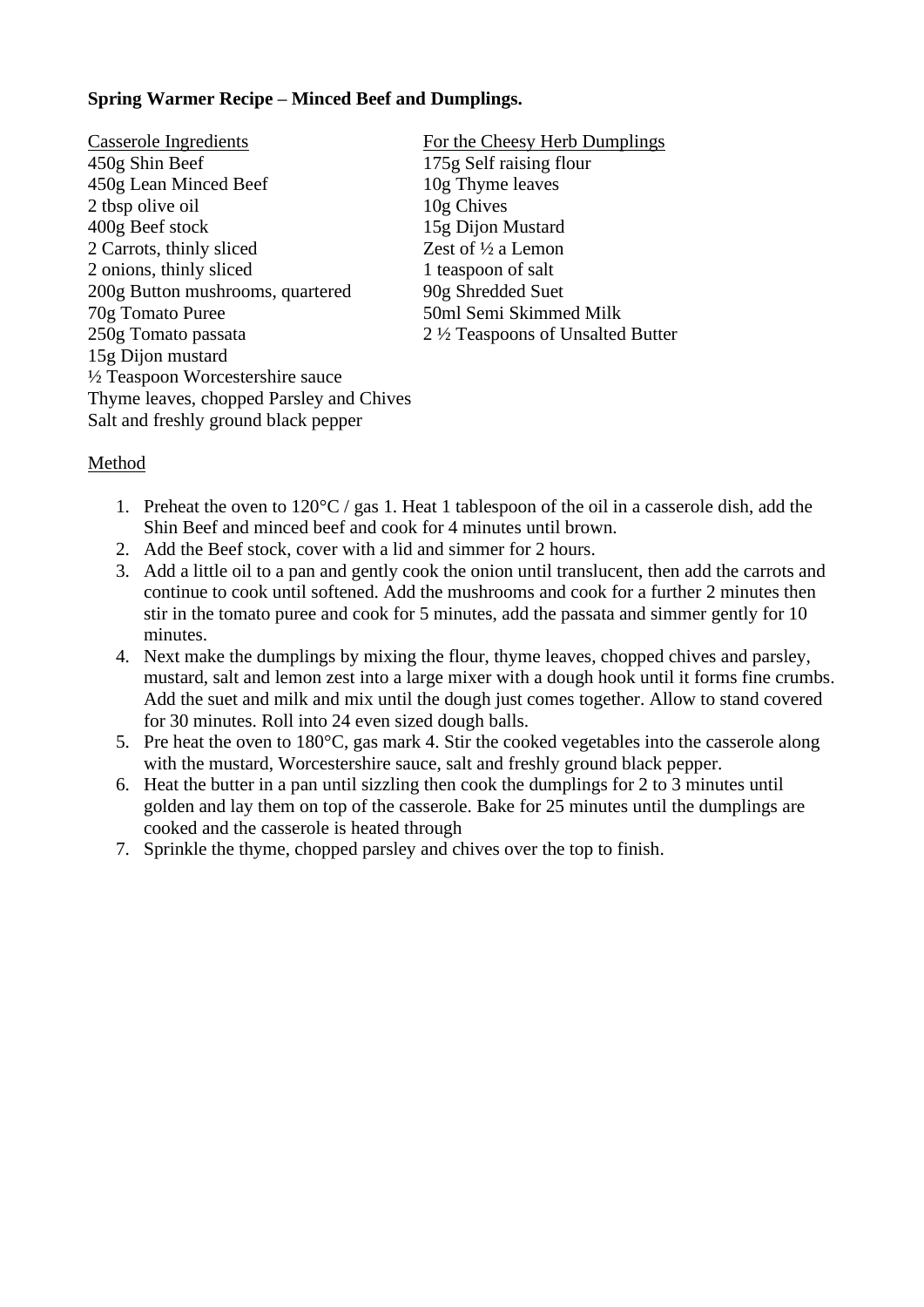**Spring Warmer Recipe – Minced Beef and Dumplings.**

<u>Casserole Ingredients</u>

450g Shin Beef
450g Lean Minced Beef
2 tbsp olive oil
400g Beef stock
2 Carrots, thinly sliced
2 onions, thinly sliced
200g Button mushrooms, quartered
70g Tomato Puree
250g Tomato passata
15g Dijon mustard
½ Teaspoon Worcestershire sauce
Thyme leaves, chopped Parsley and Chives
Salt and freshly ground black pepper

<u>For the Cheesy Herb Dumplings</u>

175g Self raising flour
10g Thyme leaves
10g Chives
15g Dijon Mustard
Zest of ½ a Lemon
1 teaspoon of salt
90g Shredded Suet
50ml Semi Skimmed Milk
2 ½ Teaspoons of Unsalted Butter

<u>Method</u>

1. Preheat the oven to 120°C / gas 1. Heat 1 tablespoon of the oil in a casserole dish, add the Shin Beef and minced beef and cook for 4 minutes until brown.
2. Add the Beef stock, cover with a lid and simmer for 2 hours.
3. Add a little oil to a pan and gently cook the onion until translucent, then add the carrots and continue to cook until softened. Add the mushrooms and cook for a further 2 minutes then stir in the tomato puree and cook for 5 minutes, add the passata and simmer gently for 10 minutes.
4. Next make the dumplings by mixing the flour, thyme leaves, chopped chives and parsley, mustard, salt and lemon zest into a large mixer with a dough hook until it forms fine crumbs. Add the suet and milk and mix until the dough just comes together. Allow to stand covered for 30 minutes. Roll into 24 even sized dough balls.
5. Pre heat the oven to 180°C, gas mark 4. Stir the cooked vegetables into the casserole along with the mustard, Worcestershire sauce, salt and freshly ground black pepper.
6. Heat the butter in a pan until sizzling then cook the dumplings for 2 to 3 minutes until golden and lay them on top of the casserole. Bake for 25 minutes until the dumplings are cooked and the casserole is heated through
7. Sprinkle the thyme, chopped parsley and chives over the top to finish.